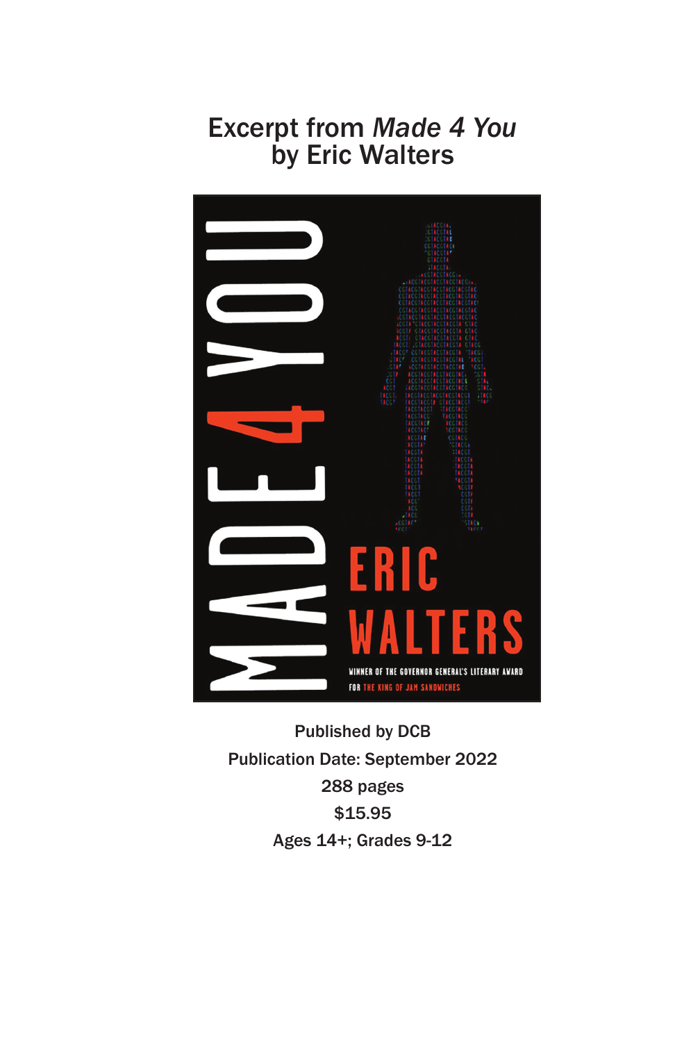# Excerpt from *Made 4 You* by Eric Walters

MADE 4 YOU

ERIC WALTERS

WINNER OF THE GOVERNOR GENERAL'S LITERARY AWARD FOR THE KING OF JAM SANDWICHES

Published by DCB

Publication Date: September 2022

288 pages

$15.95

Ages 14+; Grades 9-12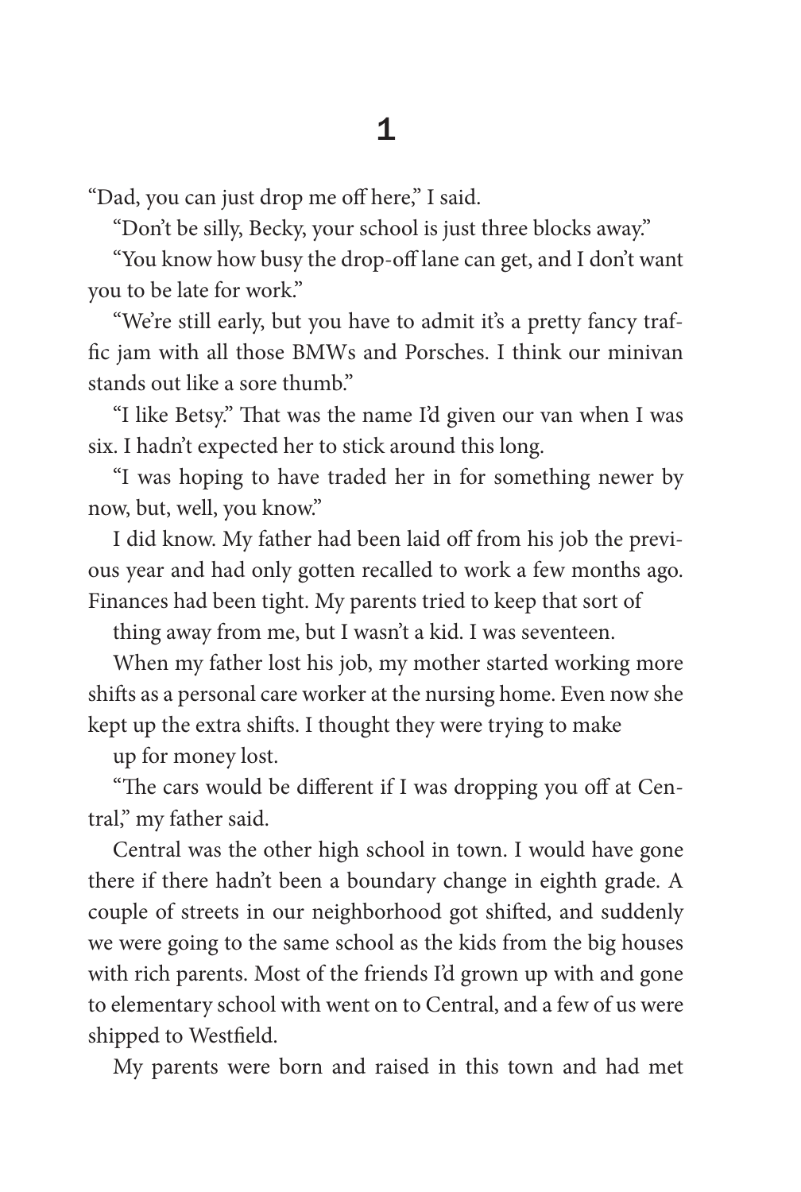# 1

"Dad, you can just drop me off here," I said.

"Don't be silly, Becky, your school is just three blocks away."

"You know how busy the drop-off lane can get, and I don't want you to be late for work."

"We're still early, but you have to admit it's a pretty fancy traffic jam with all those BMWs and Porsches. I think our minivan stands out like a sore thumb."

"I like Betsy." That was the name I'd given our van when I was six. I hadn't expected her to stick around this long.

"I was hoping to have traded her in for something newer by now, but, well, you know."

I did know. My father had been laid off from his job the previous year and had only gotten recalled to work a few months ago. Finances had been tight. My parents tried to keep that sort of thing away from me, but I wasn't a kid. I was seventeen.

When my father lost his job, my mother started working more shifts as a personal care worker at the nursing home. Even now she kept up the extra shifts. I thought they were trying to make up for money lost.

"The cars would be different if I was dropping you off at Central," my father said.

Central was the other high school in town. I would have gone there if there hadn't been a boundary change in eighth grade. A couple of streets in our neighborhood got shifted, and suddenly we were going to the same school as the kids from the big houses with rich parents. Most of the friends I'd grown up with and gone to elementary school with went on to Central, and a few of us were shipped to Westfield.

My parents were born and raised in this town and had met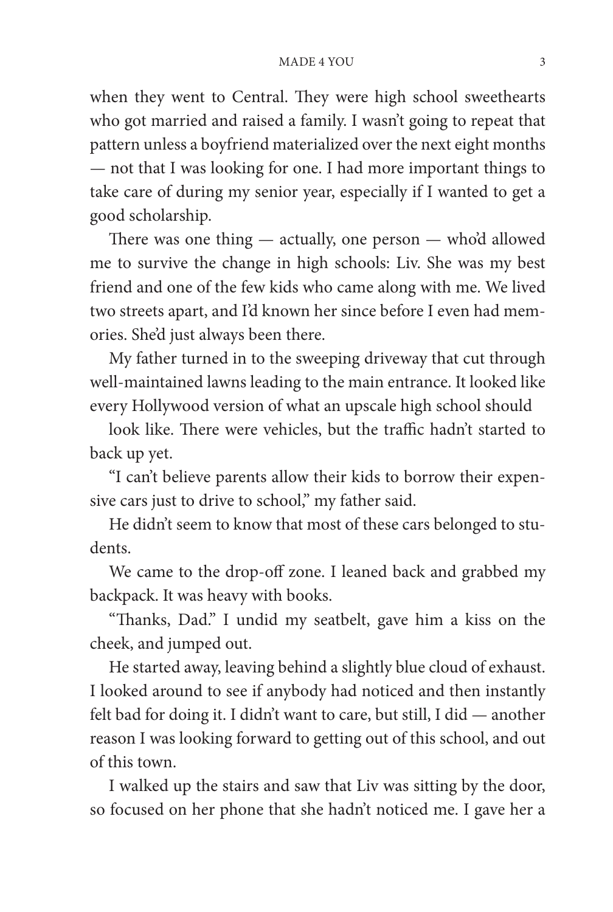when they went to Central. They were high school sweethearts who got married and raised a family. I wasn't going to repeat that pattern unless a boyfriend materialized over the next eight months — not that I was looking for one. I had more important things to take care of during my senior year, especially if I wanted to get a good scholarship.

There was one thing — actually, one person — who'd allowed me to survive the change in high schools: Liv. She was my best friend and one of the few kids who came along with me. We lived two streets apart, and I'd known her since before I even had memories. She'd just always been there.

My father turned in to the sweeping driveway that cut through well-maintained lawns leading to the main entrance. It looked like every Hollywood version of what an upscale high school should look like. There were vehicles, but the traffic hadn't started to back up yet.

"I can't believe parents allow their kids to borrow their expensive cars just to drive to school," my father said.

He didn't seem to know that most of these cars belonged to students.

We came to the drop-off zone. I leaned back and grabbed my backpack. It was heavy with books.

"Thanks, Dad." I undid my seatbelt, gave him a kiss on the cheek, and jumped out.

He started away, leaving behind a slightly blue cloud of exhaust. I looked around to see if anybody had noticed and then instantly felt bad for doing it. I didn't want to care, but still, I did — another reason I was looking forward to getting out of this school, and out of this town.

I walked up the stairs and saw that Liv was sitting by the door, so focused on her phone that she hadn't noticed me. I gave her a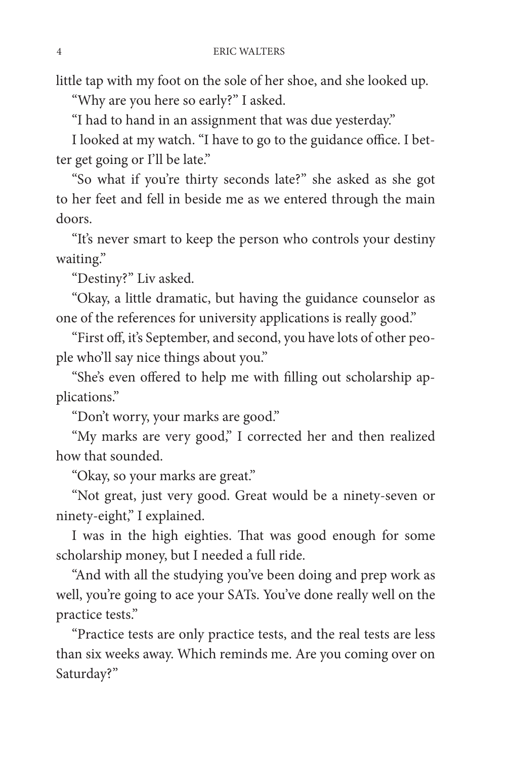little tap with my foot on the sole of her shoe, and she looked up.

"Why are you here so early?" I asked.

"I had to hand in an assignment that was due yesterday."

I looked at my watch. "I have to go to the guidance office. I better get going or I'll be late."

"So what if you're thirty seconds late?" she asked as she got to her feet and fell in beside me as we entered through the main doors.

"It's never smart to keep the person who controls your destiny waiting."

"Destiny?" Liv asked.

"Okay, a little dramatic, but having the guidance counselor as one of the references for university applications is really good."

"First off, it's September, and second, you have lots of other people who'll say nice things about you."

"She's even offered to help me with filling out scholarship applications."

"Don't worry, your marks are good."

"My marks are very good," I corrected her and then realized how that sounded.

"Okay, so your marks are great."

"Not great, just very good. Great would be a ninety-seven or ninety-eight," I explained.

I was in the high eighties. That was good enough for some scholarship money, but I needed a full ride.

"And with all the studying you've been doing and prep work as well, you're going to ace your SATs. You've done really well on the practice tests."

"Practice tests are only practice tests, and the real tests are less than six weeks away. Which reminds me. Are you coming over on Saturday?"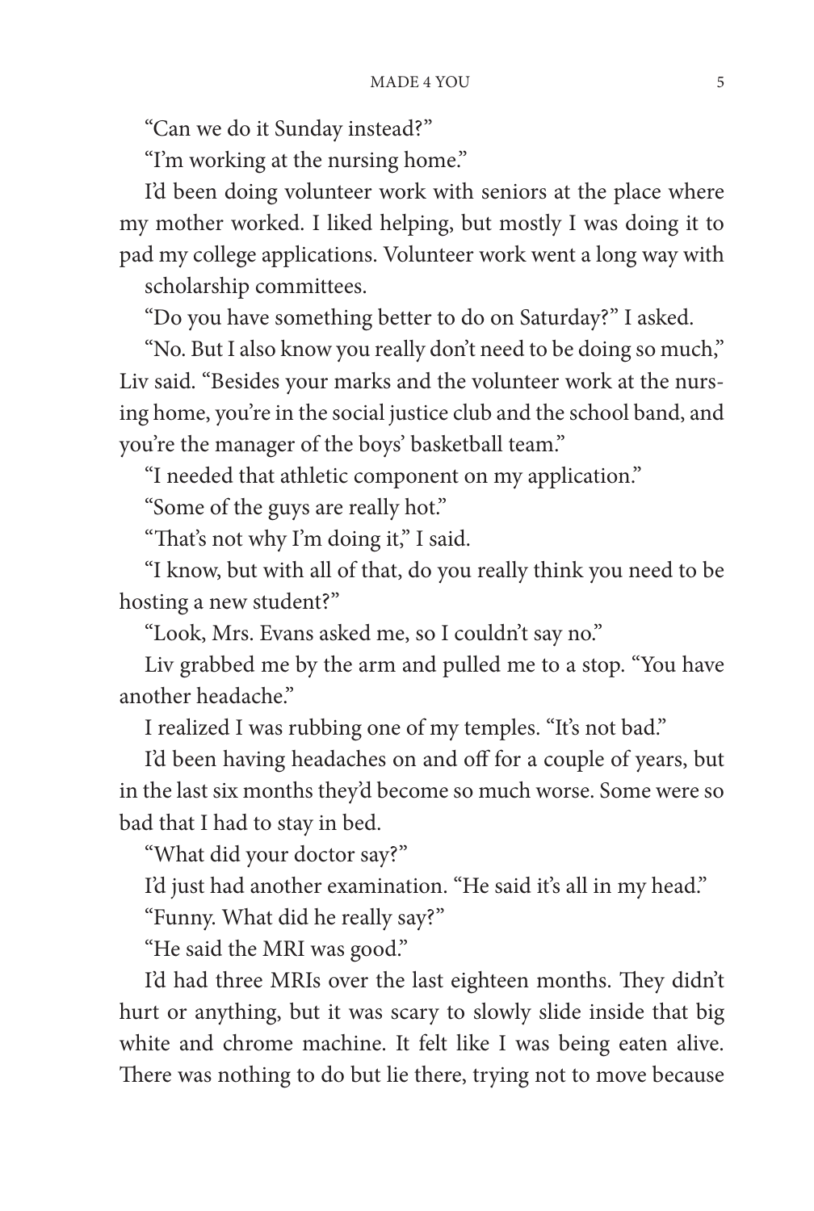"Can we do it Sunday instead?"

"I'm working at the nursing home."

I'd been doing volunteer work with seniors at the place where my mother worked. I liked helping, but mostly I was doing it to pad my college applications. Volunteer work went a long way with scholarship committees.

"Do you have something better to do on Saturday?" I asked.

"No. But I also know you really don't need to be doing so much," Liv said. "Besides your marks and the volunteer work at the nursing home, you're in the social justice club and the school band, and you're the manager of the boys' basketball team."

"I needed that athletic component on my application."

"Some of the guys are really hot."

"That's not why I'm doing it," I said.

"I know, but with all of that, do you really think you need to be hosting a new student?"

"Look, Mrs. Evans asked me, so I couldn't say no."

Liv grabbed me by the arm and pulled me to a stop. "You have another headache."

I realized I was rubbing one of my temples. "It's not bad."

I'd been having headaches on and off for a couple of years, but in the last six months they'd become so much worse. Some were so bad that I had to stay in bed.

"What did your doctor say?"

I'd just had another examination. "He said it's all in my head."

"Funny. What did he really say?"

"He said the MRI was good."

I'd had three MRIs over the last eighteen months. They didn't hurt or anything, but it was scary to slowly slide inside that big white and chrome machine. It felt like I was being eaten alive. There was nothing to do but lie there, trying not to move because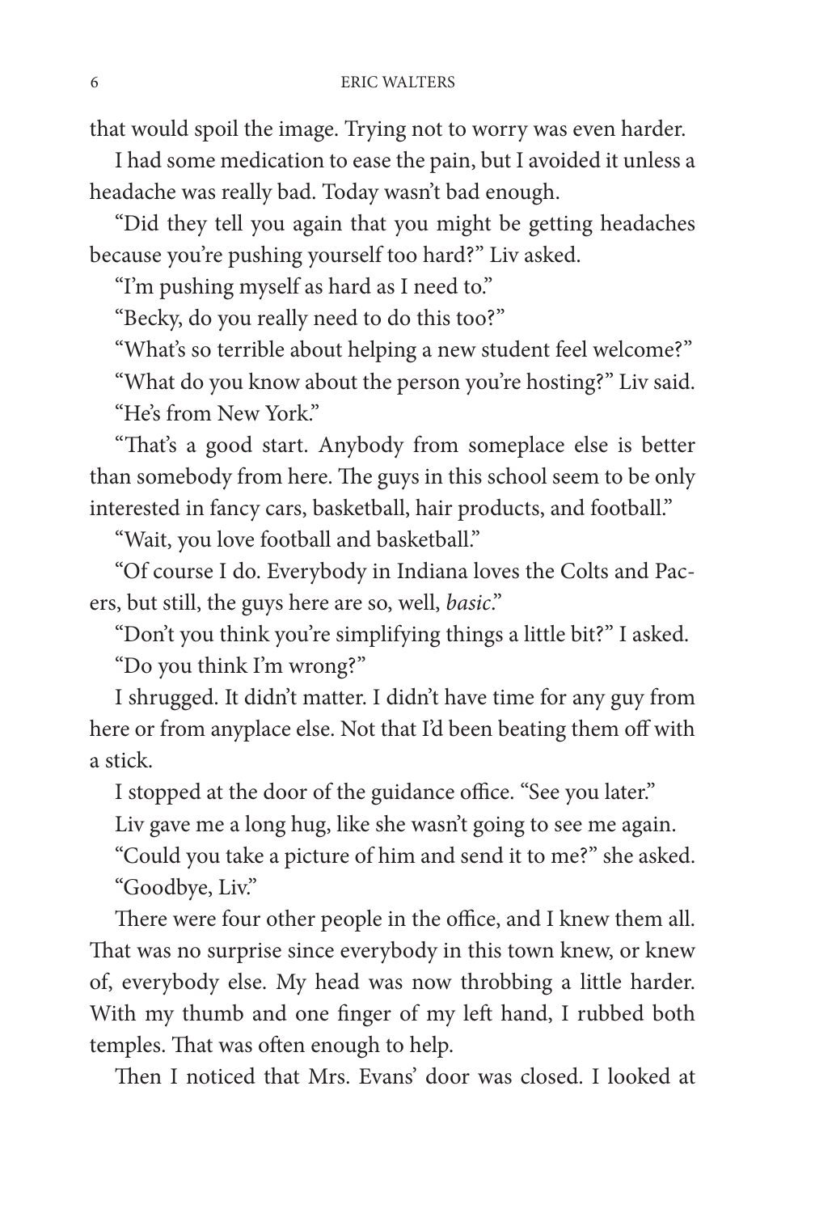that would spoil the image. Trying not to worry was even harder.

I had some medication to ease the pain, but I avoided it unless a headache was really bad. Today wasn't bad enough.

"Did they tell you again that you might be getting headaches because you're pushing yourself too hard?" Liv asked.

"I'm pushing myself as hard as I need to."

"Becky, do you really need to do this too?"

"What's so terrible about helping a new student feel welcome?"

"What do you know about the person you're hosting?" Liv said.

"He's from New York."

"That's a good start. Anybody from someplace else is better than somebody from here. The guys in this school seem to be only interested in fancy cars, basketball, hair products, and football."

"Wait, you love football and basketball."

"Of course I do. Everybody in Indiana loves the Colts and Pacers, but still, the guys here are so, well, *basic*."

"Don't you think you're simplifying things a little bit?" I asked.

"Do you think I'm wrong?"

I shrugged. It didn't matter. I didn't have time for any guy from here or from anyplace else. Not that I'd been beating them off with a stick.

I stopped at the door of the guidance office. "See you later."

Liv gave me a long hug, like she wasn't going to see me again.

"Could you take a picture of him and send it to me?" she asked.

"Goodbye, Liv."

There were four other people in the office, and I knew them all. That was no surprise since everybody in this town knew, or knew of, everybody else. My head was now throbbing a little harder. With my thumb and one finger of my left hand, I rubbed both temples. That was often enough to help.

Then I noticed that Mrs. Evans' door was closed. I looked at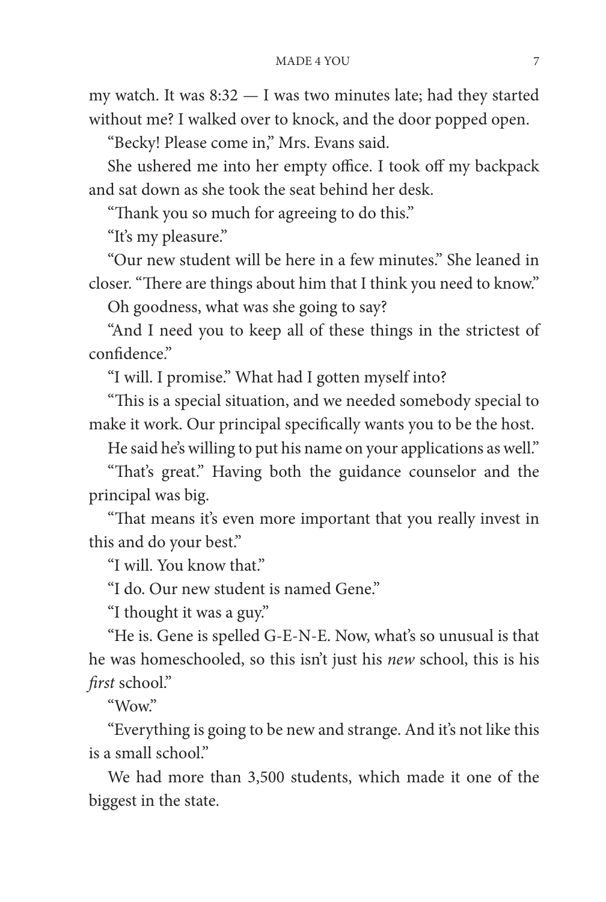my watch. It was 8:32 — I was two minutes late; had they started without me? I walked over to knock, and the door popped open.

"Becky! Please come in," Mrs. Evans said.

She ushered me into her empty office. I took off my backpack and sat down as she took the seat behind her desk.

"Thank you so much for agreeing to do this."

"It's my pleasure."

"Our new student will be here in a few minutes." She leaned in closer. "There are things about him that I think you need to know."

Oh goodness, what was she going to say?

"And I need you to keep all of these things in the strictest of confidence."

"I will. I promise." What had I gotten myself into?

"This is a special situation, and we needed somebody special to make it work. Our principal specifically wants you to be the host.

He said he's willing to put his name on your applications as well."

"That's great." Having both the guidance counselor and the principal was big.

"That means it's even more important that you really invest in this and do your best."

"I will. You know that."

"I do. Our new student is named Gene."

"I thought it was a guy."

"He is. Gene is spelled G-E-N-E. Now, what's so unusual is that he was homeschooled, so this isn't just his *new* school, this is his *first* school."

"Wow."

"Everything is going to be new and strange. And it's not like this is a small school."

We had more than 3,500 students, which made it one of the biggest in the state.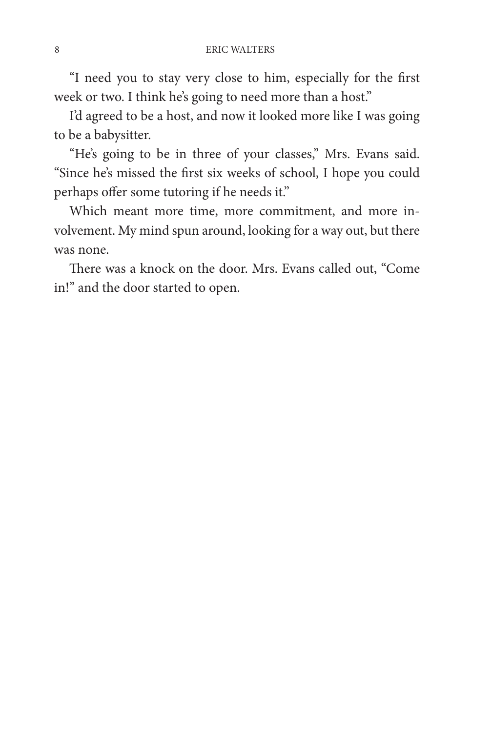"I need you to stay very close to him, especially for the first week or two. I think he's going to need more than a host."

I'd agreed to be a host, and now it looked more like I was going to be a babysitter.

"He's going to be in three of your classes," Mrs. Evans said. "Since he's missed the first six weeks of school, I hope you could perhaps offer some tutoring if he needs it."

Which meant more time, more commitment, and more involvement. My mind spun around, looking for a way out, but there was none.

There was a knock on the door. Mrs. Evans called out, "Come in!" and the door started to open.